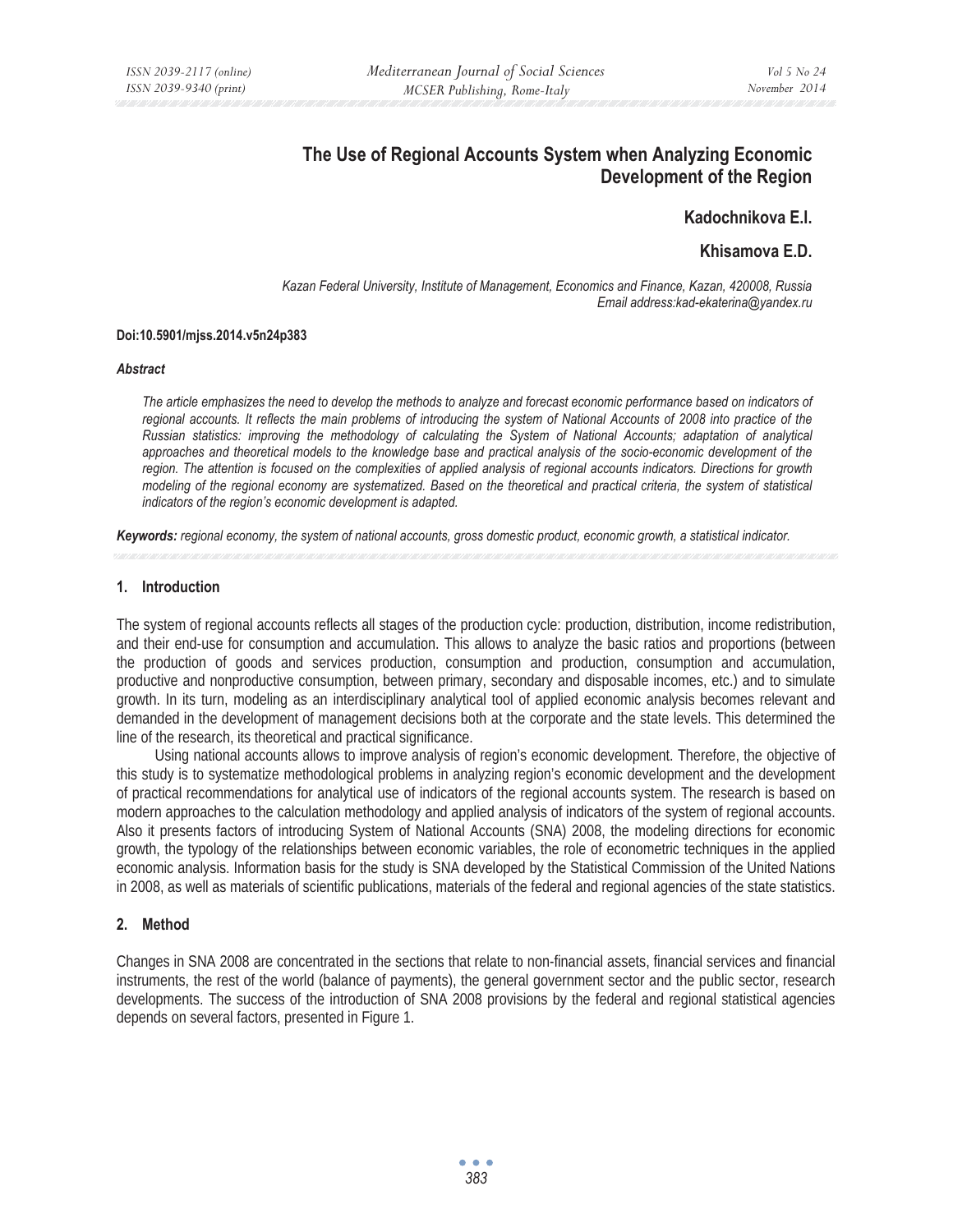# The Use of Regional Accounts System when Analyzing Economic Development of the Region

**Kadochnikova E.I.**

**Khisamova E.D.**

*Kazan Federal University, Institute of Management, Economics and Finance, Kazan, 420008, Russia*
*Email address:kad-ekaterina@yandex.ru*

**Doi:10.5901/mjss.2014.v5n24p383**

***Abstract***

*The article emphasizes the need to develop the methods to analyze and forecast economic performance based on indicators of regional accounts. It reflects the main problems of introducing the system of National Accounts of 2008 into practice of the Russian statistics: improving the methodology of calculating the System of National Accounts; adaptation of analytical approaches and theoretical models to the knowledge base and practical analysis of the socio-economic development of the region. The attention is focused on the complexities of applied analysis of regional accounts indicators. Directions for growth modeling of the regional economy are systematized. Based on the theoretical and practical criteria, the system of statistical indicators of the region's economic development is adapted.*

***Keywords:*** *regional economy, the system of national accounts, gross domestic product, economic growth, a statistical indicator.*

## 1. Introduction

The system of regional accounts reflects all stages of the production cycle: production, distribution, income redistribution, and their end-use for consumption and accumulation. This allows to analyze the basic ratios and proportions (between the production of goods and services production, consumption and production, consumption and accumulation, productive and nonproductive consumption, between primary, secondary and disposable incomes, etc.) and to simulate growth. In its turn, modeling as an interdisciplinary analytical tool of applied economic analysis becomes relevant and demanded in the development of management decisions both at the corporate and the state levels. This determined the line of the research, its theoretical and practical significance.

Using national accounts allows to improve analysis of region's economic development. Therefore, the objective of this study is to systematize methodological problems in analyzing region's economic development and the development of practical recommendations for analytical use of indicators of the regional accounts system. The research is based on modern approaches to the calculation methodology and applied analysis of indicators of the system of regional accounts. Also it presents factors of introducing System of National Accounts (SNA) 2008, the modeling directions for economic growth, the typology of the relationships between economic variables, the role of econometric techniques in the applied economic analysis. Information basis for the study is SNA developed by the Statistical Commission of the United Nations in 2008, as well as materials of scientific publications, materials of the federal and regional agencies of the state statistics.

## 2. Method

Changes in SNA 2008 are concentrated in the sections that relate to non-financial assets, financial services and financial instruments, the rest of the world (balance of payments), the general government sector and the public sector, research developments. The success of the introduction of SNA 2008 provisions by the federal and regional statistical agencies depends on several factors, presented in Figure 1.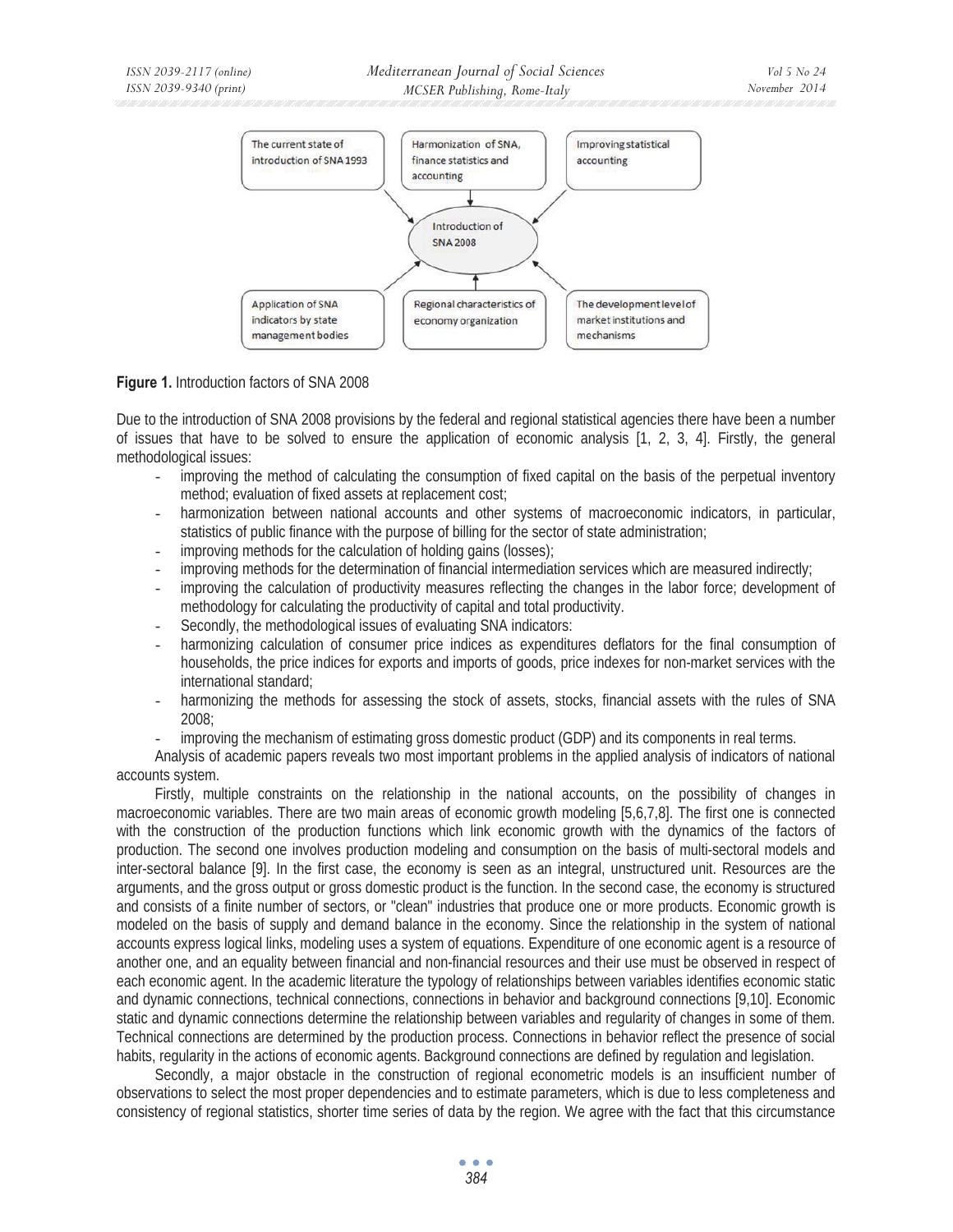**Figure 1.** Introduction factors of SNA 2008

Due to the introduction of SNA 2008 provisions by the federal and regional statistical agencies there have been a number of issues that have to be solved to ensure the application of economic analysis [1, 2, 3, 4]. Firstly, the general methodological issues:

- improving the method of calculating the consumption of fixed capital on the basis of the perpetual inventory method; evaluation of fixed assets at replacement cost;
- harmonization between national accounts and other systems of macroeconomic indicators, in particular, statistics of public finance with the purpose of billing for the sector of state administration;
- improving methods for the calculation of holding gains (losses);
- improving methods for the determination of financial intermediation services which are measured indirectly;
- improving the calculation of productivity measures reflecting the changes in the labor force; development of methodology for calculating the productivity of capital and total productivity.
- Secondly, the methodological issues of evaluating SNA indicators:
- harmonizing calculation of consumer price indices as expenditures deflators for the final consumption of households, the price indices for exports and imports of goods, price indexes for non-market services with the international standard;
- harmonizing the methods for assessing the stock of assets, stocks, financial assets with the rules of SNA 2008;
- improving the mechanism of estimating gross domestic product (GDP) and its components in real terms.

Analysis of academic papers reveals two most important problems in the applied analysis of indicators of national accounts system.

Firstly, multiple constraints on the relationship in the national accounts, on the possibility of changes in macroeconomic variables. There are two main areas of economic growth modeling [5,6,7,8]. The first one is connected with the construction of the production functions which link economic growth with the dynamics of the factors of production. The second one involves production modeling and consumption on the basis of multi-sectoral models and inter-sectoral balance [9]. In the first case, the economy is seen as an integral, unstructured unit. Resources are the arguments, and the gross output or gross domestic product is the function. In the second case, the economy is structured and consists of a finite number of sectors, or "clean" industries that produce one or more products. Economic growth is modeled on the basis of supply and demand balance in the economy. Since the relationship in the system of national accounts express logical links, modeling uses a system of equations. Expenditure of one economic agent is a resource of another one, and an equality between financial and non-financial resources and their use must be observed in respect of each economic agent. In the academic literature the typology of relationships between variables identifies economic static and dynamic connections, technical connections, connections in behavior and background connections [9,10]. Economic static and dynamic connections determine the relationship between variables and regularity of changes in some of them. Technical connections are determined by the production process. Connections in behavior reflect the presence of social habits, regularity in the actions of economic agents. Background connections are defined by regulation and legislation.

Secondly, a major obstacle in the construction of regional econometric models is an insufficient number of observations to select the most proper dependencies and to estimate parameters, which is due to less completeness and consistency of regional statistics, shorter time series of data by the region. We agree with the fact that this circumstance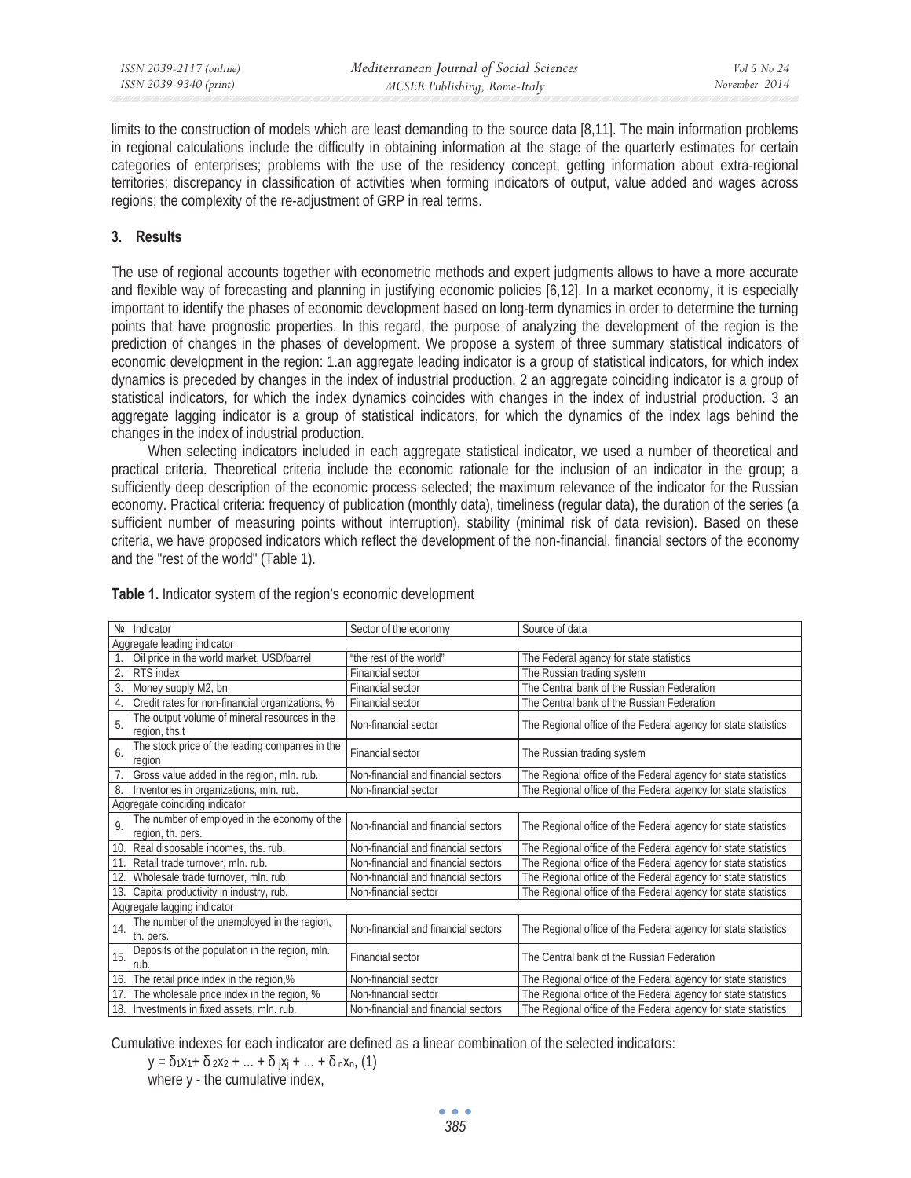limits to the construction of models which are least demanding to the source data [8,11]. The main information problems in regional calculations include the difficulty in obtaining information at the stage of the quarterly estimates for certain categories of enterprises; problems with the use of the residency concept, getting information about extra-regional territories; discrepancy in classification of activities when forming indicators of output, value added and wages across regions; the complexity of the re-adjustment of GRP in real terms.

## 3. Results

The use of regional accounts together with econometric methods and expert judgments allows to have a more accurate and flexible way of forecasting and planning in justifying economic policies [6,12]. In a market economy, it is especially important to identify the phases of economic development based on long-term dynamics in order to determine the turning points that have prognostic properties. In this regard, the purpose of analyzing the development of the region is the prediction of changes in the phases of development. We propose a system of three summary statistical indicators of economic development in the region: 1.an aggregate leading indicator is a group of statistical indicators, for which index dynamics is preceded by changes in the index of industrial production. 2 an aggregate coinciding indicator is a group of statistical indicators, for which the index dynamics coincides with changes in the index of industrial production. 3 an aggregate lagging indicator is a group of statistical indicators, for which the dynamics of the index lags behind the changes in the index of industrial production.

When selecting indicators included in each aggregate statistical indicator, we used a number of theoretical and practical criteria. Theoretical criteria include the economic rationale for the inclusion of an indicator in the group; a sufficiently deep description of the economic process selected; the maximum relevance of the indicator for the Russian economy. Practical criteria: frequency of publication (monthly data), timeliness (regular data), the duration of the series (a sufficient number of measuring points without interruption), stability (minimal risk of data revision). Based on these criteria, we have proposed indicators which reflect the development of the non-financial, financial sectors of the economy and the "rest of the world" (Table 1).

**Table 1.** Indicator system of the region's economic development

| № | Indicator | Sector of the economy | Source of data |
|---|---|---|---|
| Aggregate leading indicator | | | |
| 1. | Oil price in the world market, USD/barrel | "the rest of the world" | The Federal agency for state statistics |
| 2. | RTS index | Financial sector | The Russian trading system |
| 3. | Money supply M2, bn | Financial sector | The Central bank of the Russian Federation |
| 4. | Credit rates for non-financial organizations, % | Financial sector | The Central bank of the Russian Federation |
| 5. | The output volume of mineral resources in the region, ths.t | Non-financial sector | The Regional office of the Federal agency for state statistics |
| 6. | The stock price of the leading companies in the region | Financial sector | The Russian trading system |
| 7. | Gross value added in the region, mln. rub. | Non-financial and financial sectors | The Regional office of the Federal agency for state statistics |
| 8. | Inventories in organizations, mln. rub. | Non-financial sector | The Regional office of the Federal agency for state statistics |
| Aggregate coinciding indicator | | | |
| 9. | The number of employed in the economy of the region, th. pers. | Non-financial and financial sectors | The Regional office of the Federal agency for state statistics |
| 10. | Real disposable incomes, ths. rub. | Non-financial and financial sectors | The Regional office of the Federal agency for state statistics |
| 11. | Retail trade turnover, mln. rub. | Non-financial and financial sectors | The Regional office of the Federal agency for state statistics |
| 12. | Wholesale trade turnover, mln. rub. | Non-financial and financial sectors | The Regional office of the Federal agency for state statistics |
| 13. | Capital productivity in industry, rub. | Non-financial sector | The Regional office of the Federal agency for state statistics |
| Aggregate lagging indicator | | | |
| 14. | The number of the unemployed in the region, th. pers. | Non-financial and financial sectors | The Regional office of the Federal agency for state statistics |
| 15. | Deposits of the population in the region, mln. rub. | Financial sector | The Central bank of the Russian Federation |
| 16. | The retail price index in the region,% | Non-financial sector | The Regional office of the Federal agency for state statistics |
| 17. | The wholesale price index in the region, % | Non-financial sector | The Regional office of the Federal agency for state statistics |
| 18. | Investments in fixed assets, mln. rub. | Non-financial and financial sectors | The Regional office of the Federal agency for state statistics |

Cumulative indexes for each indicator are defined as a linear combination of the selected indicators:

$$y = \delta_1 x_1 + \delta_2 x_2 + \ldots + \delta_j x_j + \ldots + \delta_n x_n, \quad (1)$$

where y - the cumulative index,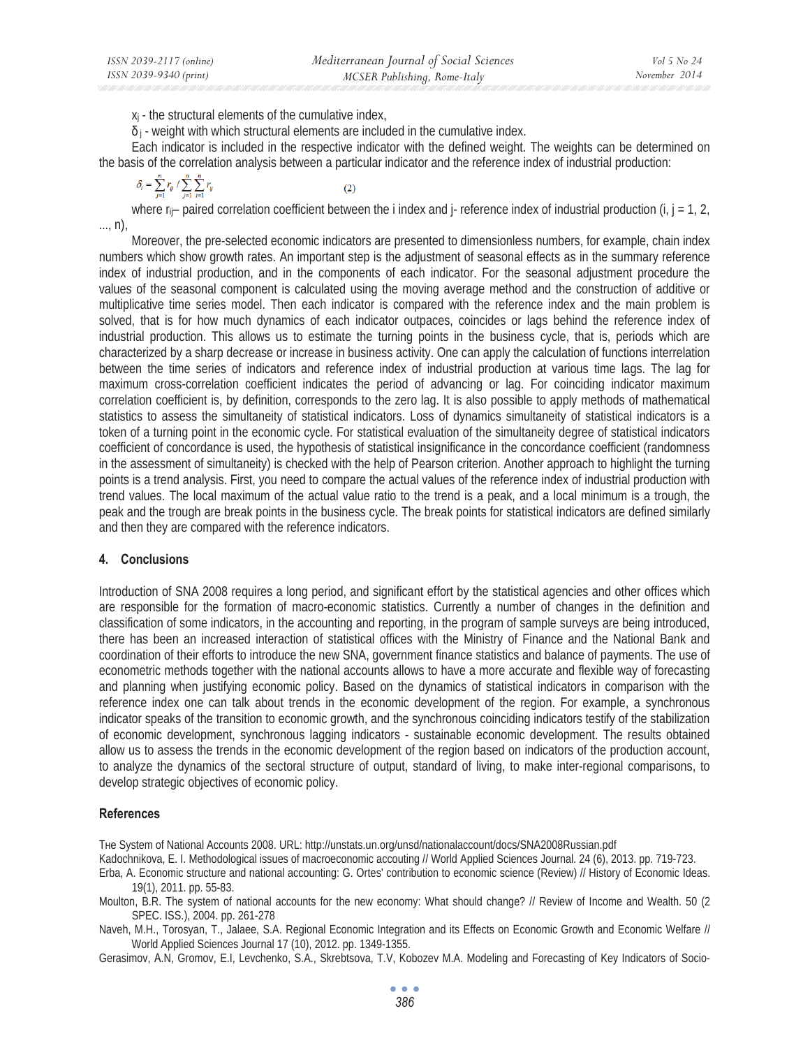$x_j$ - the structural elements of the cumulative index,

$\delta_j$ - weight with which structural elements are included in the cumulative index.

Each indicator is included in the respective indicator with the defined weight. The weights can be determined on the basis of the correlation analysis between a particular indicator and the reference index of industrial production:

$$\delta_i = \sum_{j=1}^{n} r_{ij} / \sum_{j=1}^{n} \sum_{i=1}^{n} r_{ij} \qquad (2)$$

where $r_{ij}$– paired correlation coefficient between the i index and j- reference index of industrial production (i, j = 1, 2, ..., n),

Moreover, the pre-selected economic indicators are presented to dimensionless numbers, for example, chain index numbers which show growth rates. An important step is the adjustment of seasonal effects as in the summary reference index of industrial production, and in the components of each indicator. For the seasonal adjustment procedure the values of the seasonal component is calculated using the moving average method and the construction of additive or multiplicative time series model. Then each indicator is compared with the reference index and the main problem is solved, that is for how much dynamics of each indicator outpaces, coincides or lags behind the reference index of industrial production. This allows us to estimate the turning points in the business cycle, that is, periods which are characterized by a sharp decrease or increase in business activity. One can apply the calculation of functions interrelation between the time series of indicators and reference index of industrial production at various time lags. The lag for maximum cross-correlation coefficient indicates the period of advancing or lag. For coinciding indicator maximum correlation coefficient is, by definition, corresponds to the zero lag. It is also possible to apply methods of mathematical statistics to assess the simultaneity of statistical indicators. Loss of dynamics simultaneity of statistical indicators is a token of a turning point in the economic cycle. For statistical evaluation of the simultaneity degree of statistical indicators coefficient of concordance is used, the hypothesis of statistical insignificance in the concordance coefficient (randomness in the assessment of simultaneity) is checked with the help of Pearson criterion. Another approach to highlight the turning points is a trend analysis. First, you need to compare the actual values of the reference index of industrial production with trend values. The local maximum of the actual value ratio to the trend is a peak, and a local minimum is a trough, the peak and the trough are break points in the business cycle. The break points for statistical indicators are defined similarly and then they are compared with the reference indicators.

## 4. Conclusions

Introduction of SNA 2008 requires a long period, and significant effort by the statistical agencies and other offices which are responsible for the formation of macro-economic statistics. Currently a number of changes in the definition and classification of some indicators, in the accounting and reporting, in the program of sample surveys are being introduced, there has been an increased interaction of statistical offices with the Ministry of Finance and the National Bank and coordination of their efforts to introduce the new SNA, government finance statistics and balance of payments. The use of econometric methods together with the national accounts allows to have a more accurate and flexible way of forecasting and planning when justifying economic policy. Based on the dynamics of statistical indicators in comparison with the reference index one can talk about trends in the economic development of the region. For example, a synchronous indicator speaks of the transition to economic growth, and the synchronous coinciding indicators testify of the stabilization of economic development, synchronous lagging indicators - sustainable economic development. The results obtained allow us to assess the trends in the economic development of the region based on indicators of the production account, to analyze the dynamics of the sectoral structure of output, standard of living, to make inter-regional comparisons, to develop strategic objectives of economic policy.

## References

Tнe System of National Accounts 2008. URL: http://unstats.un.org/unsd/nationalaccount/docs/SNA2008Russian.pdf

Kadochnikova, E. I. Methodological issues of macroeconomic accouting // World Applied Sciences Journal. 24 (6), 2013. pp. 719-723.

Erba, A. Economic structure and national accounting: G. Ortes' contribution to economic science (Review) // History of Economic Ideas. 19(1), 2011. pp. 55-83.

Moulton, B.R. The system of national accounts for the new economy: What should change? // Review of Income and Wealth. 50 (2 SPEC. ISS.), 2004. pp. 261-278

Naveh, M.H., Torosyan, T., Jalaee, S.A. Regional Economic Integration and its Effects on Economic Growth and Economic Welfare // World Applied Sciences Journal 17 (10), 2012. pp. 1349-1355.

Gerasimov, A.N, Gromov, E.I, Levchenko, S.A., Skrebtsova, T.V, Kobozev M.A. Modeling and Forecasting of Key Indicators of Socio-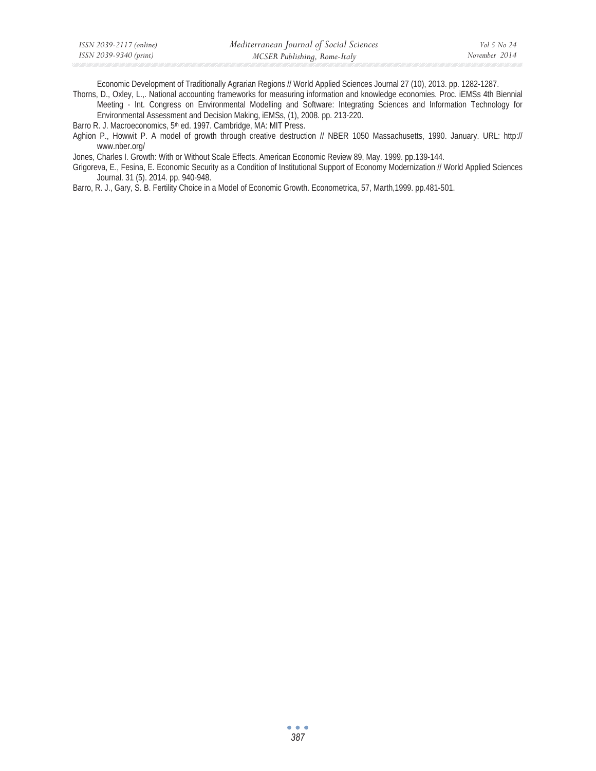Economic Development of Traditionally Agrarian Regions // World Applied Sciences Journal 27 (10), 2013. pp. 1282-1287.

Thorns, D., Oxley, L.,. National accounting frameworks for measuring information and knowledge economies. Proc. iEMSs 4th Biennial Meeting - Int. Congress on Environmental Modelling and Software: Integrating Sciences and Information Technology for Environmental Assessment and Decision Making, iEMSs, (1), 2008. pp. 213-220.

Barro R. J. Macroeconomics, 5th ed. 1997. Cambridge, MA: MIT Press.

Aghion P., Howwit P. A model of growth through creative destruction // NBER 1050 Massachusetts, 1990. January. URL: http:// www.nber.org/

Jones, Charles I. Growth: With or Without Scale Effects. American Economic Review 89, May. 1999. pp.139-144.

Grigoreva, E., Fesina, E. Economic Security as a Condition of Institutional Support of Economy Modernization // World Applied Sciences Journal. 31 (5). 2014. pp. 940-948.

Barro, R. J., Gary, S. B. Fertility Choice in a Model of Economic Growth. Econometrica, 57, Marth,1999. pp.481-501.